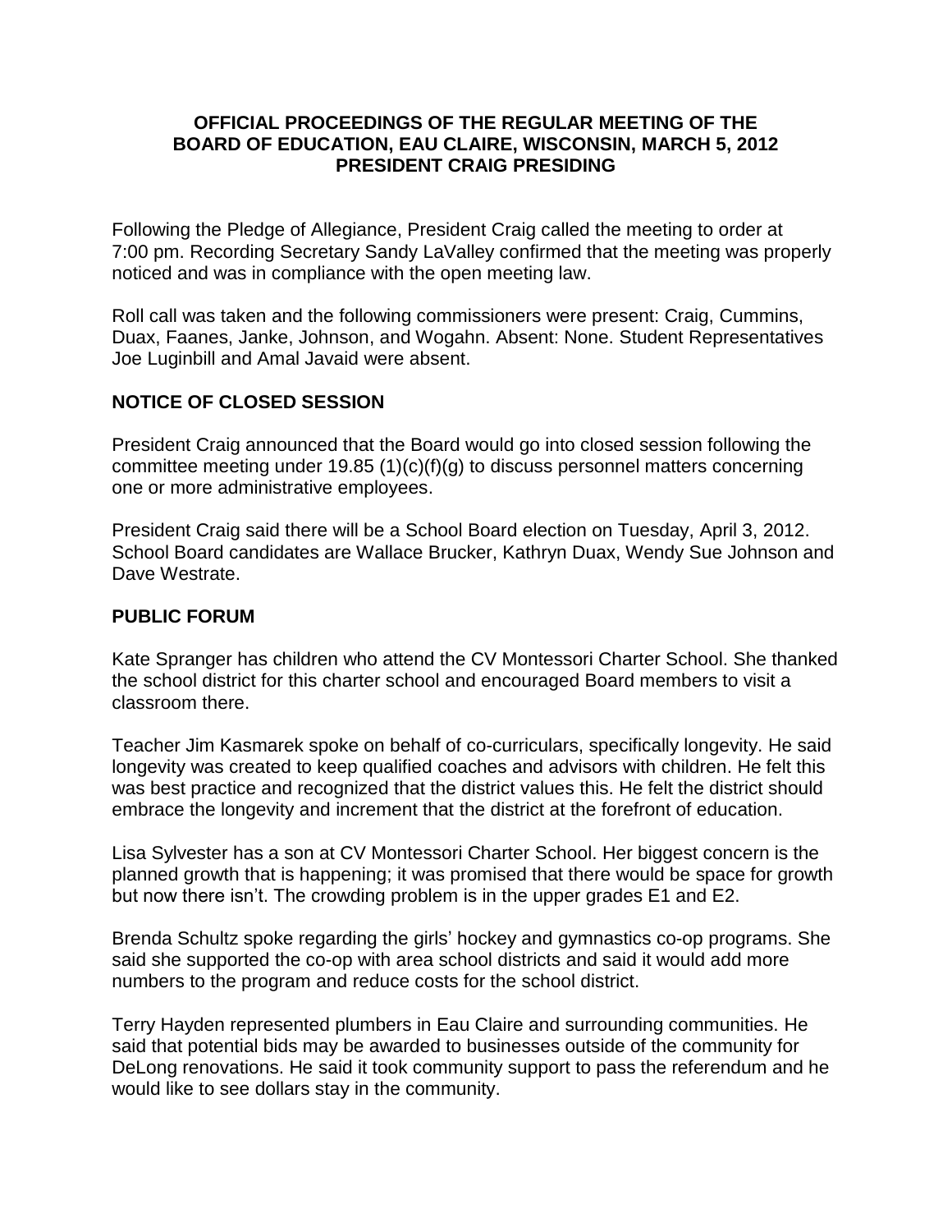**OFFICIAL PROCEEDINGS OF THE REGULAR MEETING OF THE BOARD OF EDUCATION, EAU CLAIRE, WISCONSIN, MARCH 5, 2012 PRESIDENT CRAIG PRESIDING**

Following the Pledge of Allegiance, President Craig called the meeting to order at 7:00 pm. Recording Secretary Sandy LaValley confirmed that the meeting was properly noticed and was in compliance with the open meeting law.

Roll call was taken and the following commissioners were present: Craig, Cummins, Duax, Faanes, Janke, Johnson, and Wogahn. Absent: None. Student Representatives Joe Luginbill and Amal Javaid were absent.

## NOTICE OF CLOSED SESSION

President Craig announced that the Board would go into closed session following the committee meeting under 19.85 (1)(c)(f)(g) to discuss personnel matters concerning one or more administrative employees.

President Craig said there will be a School Board election on Tuesday, April 3, 2012. School Board candidates are Wallace Brucker, Kathryn Duax, Wendy Sue Johnson and Dave Westrate.

## PUBLIC FORUM

Kate Spranger has children who attend the CV Montessori Charter School. She thanked the school district for this charter school and encouraged Board members to visit a classroom there.

Teacher Jim Kasmarek spoke on behalf of co-curriculars, specifically longevity. He said longevity was created to keep qualified coaches and advisors with children. He felt this was best practice and recognized that the district values this. He felt the district should embrace the longevity and increment that the district at the forefront of education.

Lisa Sylvester has a son at CV Montessori Charter School. Her biggest concern is the planned growth that is happening; it was promised that there would be space for growth but now there isn't. The crowding problem is in the upper grades E1 and E2.

Brenda Schultz spoke regarding the girls' hockey and gymnastics co-op programs. She said she supported the co-op with area school districts and said it would add more numbers to the program and reduce costs for the school district.

Terry Hayden represented plumbers in Eau Claire and surrounding communities. He said that potential bids may be awarded to businesses outside of the community for DeLong renovations. He said it took community support to pass the referendum and he would like to see dollars stay in the community.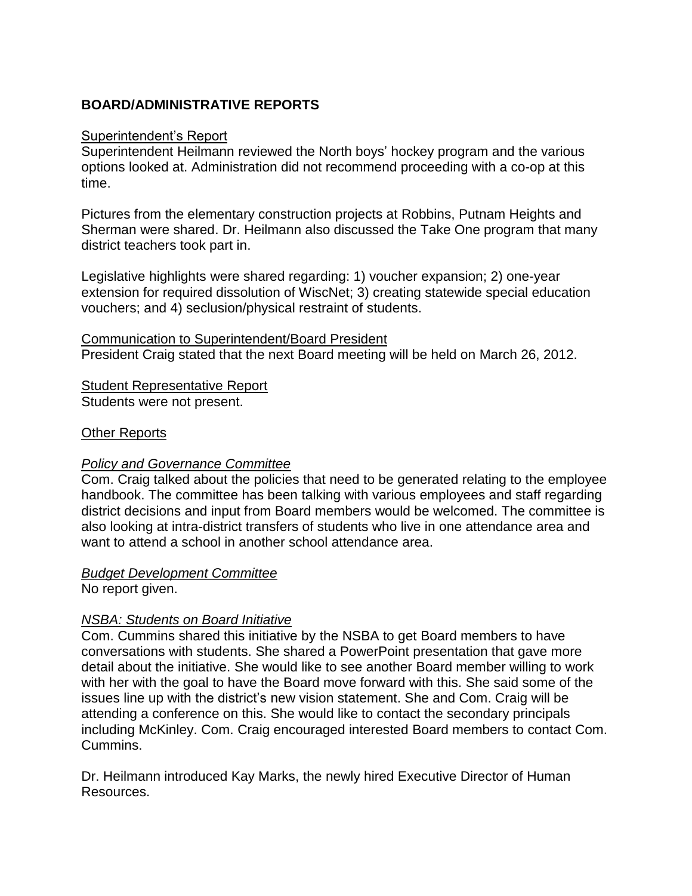## BOARD/ADMINISTRATIVE REPORTS

Superintendent's Report

Superintendent Heilmann reviewed the North boys' hockey program and the various options looked at. Administration did not recommend proceeding with a co-op at this time.

Pictures from the elementary construction projects at Robbins, Putnam Heights and Sherman were shared. Dr. Heilmann also discussed the Take One program that many district teachers took part in.

Legislative highlights were shared regarding: 1) voucher expansion; 2) one-year extension for required dissolution of WiscNet; 3) creating statewide special education vouchers; and 4) seclusion/physical restraint of students.

Communication to Superintendent/Board President

President Craig stated that the next Board meeting will be held on March 26, 2012.

Student Representative Report

Students were not present.

Other Reports

*Policy and Governance Committee*

Com. Craig talked about the policies that need to be generated relating to the employee handbook. The committee has been talking with various employees and staff regarding district decisions and input from Board members would be welcomed. The committee is also looking at intra-district transfers of students who live in one attendance area and want to attend a school in another school attendance area.

*Budget Development Committee*

No report given.

*NSBA: Students on Board Initiative*

Com. Cummins shared this initiative by the NSBA to get Board members to have conversations with students. She shared a PowerPoint presentation that gave more detail about the initiative. She would like to see another Board member willing to work with her with the goal to have the Board move forward with this. She said some of the issues line up with the district's new vision statement. She and Com. Craig will be attending a conference on this. She would like to contact the secondary principals including McKinley. Com. Craig encouraged interested Board members to contact Com. Cummins.

Dr. Heilmann introduced Kay Marks, the newly hired Executive Director of Human Resources.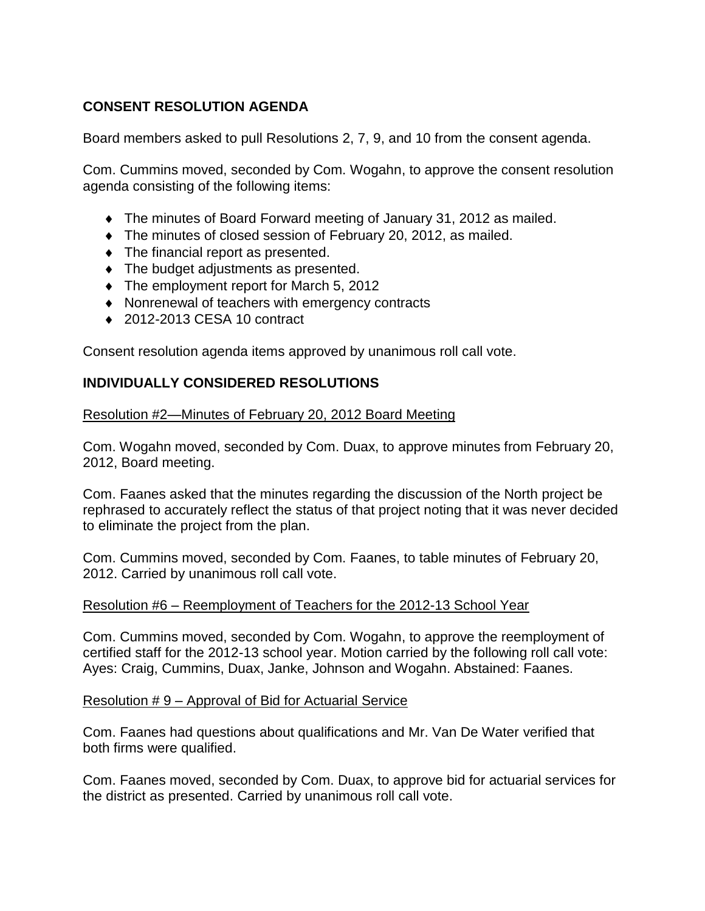## CONSENT RESOLUTION AGENDA

Board members asked to pull Resolutions 2, 7, 9, and 10 from the consent agenda.

Com. Cummins moved, seconded by Com. Wogahn, to approve the consent resolution agenda consisting of the following items:

- The minutes of Board Forward meeting of January 31, 2012 as mailed.
- The minutes of closed session of February 20, 2012, as mailed.
- The financial report as presented.
- The budget adjustments as presented.
- The employment report for March 5, 2012
- Nonrenewal of teachers with emergency contracts
- 2012-2013 CESA 10 contract

Consent resolution agenda items approved by unanimous roll call vote.

## INDIVIDUALLY CONSIDERED RESOLUTIONS

Resolution #2—Minutes of February 20, 2012 Board Meeting

Com. Wogahn moved, seconded by Com. Duax, to approve minutes from February 20, 2012, Board meeting.

Com. Faanes asked that the minutes regarding the discussion of the North project be rephrased to accurately reflect the status of that project noting that it was never decided to eliminate the project from the plan.

Com. Cummins moved, seconded by Com. Faanes, to table minutes of February 20, 2012. Carried by unanimous roll call vote.

Resolution #6 – Reemployment of Teachers for the 2012-13 School Year

Com. Cummins moved, seconded by Com. Wogahn, to approve the reemployment of certified staff for the 2012-13 school year. Motion carried by the following roll call vote: Ayes: Craig, Cummins, Duax, Janke, Johnson and Wogahn. Abstained: Faanes.

Resolution # 9 – Approval of Bid for Actuarial Service

Com. Faanes had questions about qualifications and Mr. Van De Water verified that both firms were qualified.

Com. Faanes moved, seconded by Com. Duax, to approve bid for actuarial services for the district as presented. Carried by unanimous roll call vote.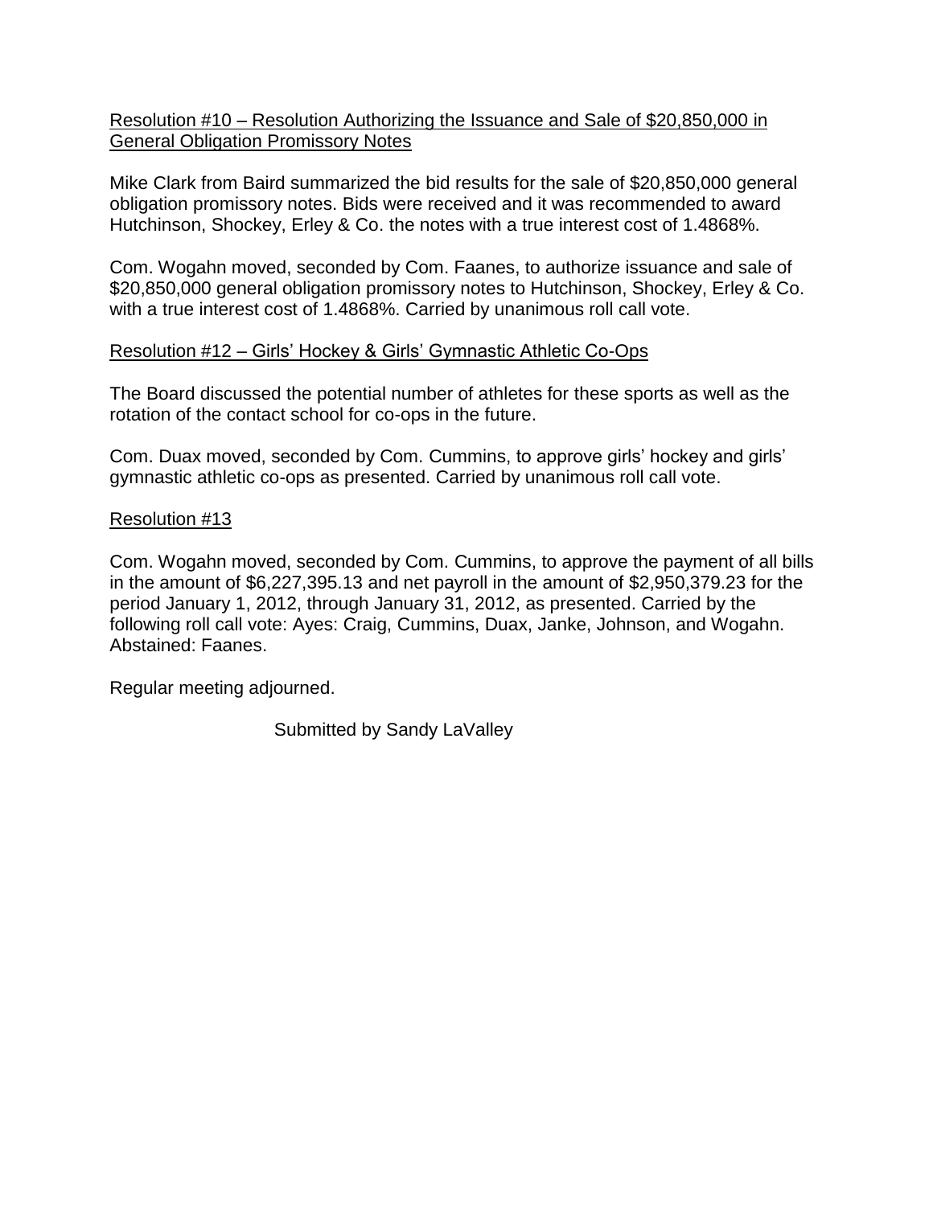Resolution #10 – Resolution Authorizing the Issuance and Sale of $20,850,000 in General Obligation Promissory Notes

Mike Clark from Baird summarized the bid results for the sale of $20,850,000 general obligation promissory notes. Bids were received and it was recommended to award Hutchinson, Shockey, Erley & Co. the notes with a true interest cost of 1.4868%.

Com. Wogahn moved, seconded by Com. Faanes, to authorize issuance and sale of $20,850,000 general obligation promissory notes to Hutchinson, Shockey, Erley & Co. with a true interest cost of 1.4868%. Carried by unanimous roll call vote.

Resolution #12 – Girls' Hockey & Girls' Gymnastic Athletic Co-Ops

The Board discussed the potential number of athletes for these sports as well as the rotation of the contact school for co-ops in the future.

Com. Duax moved, seconded by Com. Cummins, to approve girls' hockey and girls' gymnastic athletic co-ops as presented. Carried by unanimous roll call vote.

Resolution #13

Com. Wogahn moved, seconded by Com. Cummins, to approve the payment of all bills in the amount of $6,227,395.13 and net payroll in the amount of $2,950,379.23 for the period January 1, 2012, through January 31, 2012, as presented. Carried by the following roll call vote: Ayes: Craig, Cummins, Duax, Janke, Johnson, and Wogahn. Abstained: Faanes.

Regular meeting adjourned.

Submitted by Sandy LaValley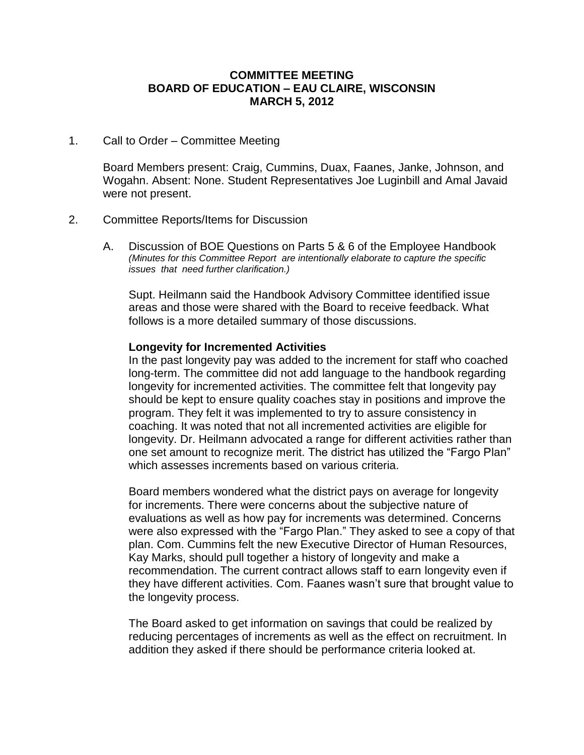**COMMITTEE MEETING**
**BOARD OF EDUCATION – EAU CLAIRE, WISCONSIN**
**MARCH 5, 2012**

1. Call to Order – Committee Meeting

   Board Members present: Craig, Cummins, Duax, Faanes, Janke, Johnson, and Wogahn. Absent: None. Student Representatives Joe Luginbill and Amal Javaid were not present.

2. Committee Reports/Items for Discussion

   A. Discussion of BOE Questions on Parts 5 & 6 of the Employee Handbook
   *(Minutes for this Committee Report are intentionally elaborate to capture the specific issues that need further clarification.)*

   Supt. Heilmann said the Handbook Advisory Committee identified issue areas and those were shared with the Board to receive feedback. What follows is a more detailed summary of those discussions.

   **Longevity for Incremented Activities**
   In the past longevity pay was added to the increment for staff who coached long-term. The committee did not add language to the handbook regarding longevity for incremented activities. The committee felt that longevity pay should be kept to ensure quality coaches stay in positions and improve the program. They felt it was implemented to try to assure consistency in coaching. It was noted that not all incremented activities are eligible for longevity. Dr. Heilmann advocated a range for different activities rather than one set amount to recognize merit. The district has utilized the "Fargo Plan" which assesses increments based on various criteria.

   Board members wondered what the district pays on average for longevity for increments. There were concerns about the subjective nature of evaluations as well as how pay for increments was determined. Concerns were also expressed with the "Fargo Plan." They asked to see a copy of that plan. Com. Cummins felt the new Executive Director of Human Resources, Kay Marks, should pull together a history of longevity and make a recommendation. The current contract allows staff to earn longevity even if they have different activities. Com. Faanes wasn't sure that brought value to the longevity process.

   The Board asked to get information on savings that could be realized by reducing percentages of increments as well as the effect on recruitment. In addition they asked if there should be performance criteria looked at.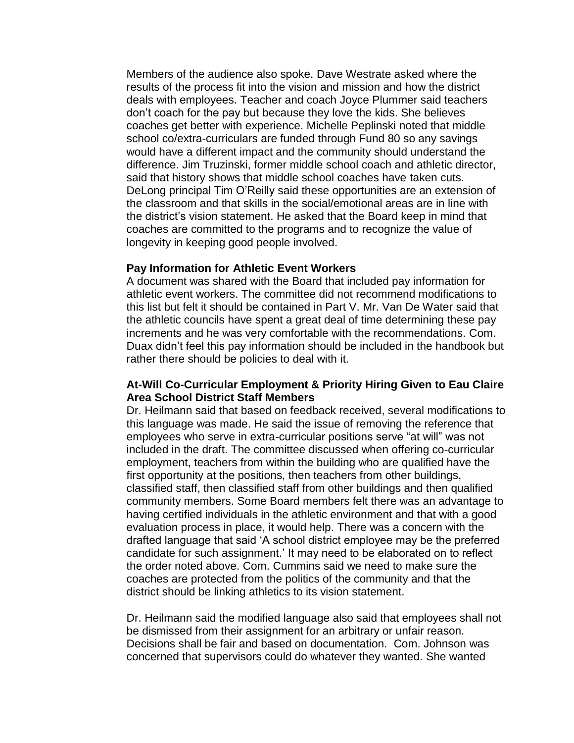Members of the audience also spoke. Dave Westrate asked where the results of the process fit into the vision and mission and how the district deals with employees. Teacher and coach Joyce Plummer said teachers don't coach for the pay but because they love the kids. She believes coaches get better with experience. Michelle Peplinski noted that middle school co/extra-curriculars are funded through Fund 80 so any savings would have a different impact and the community should understand the difference. Jim Truzinski, former middle school coach and athletic director, said that history shows that middle school coaches have taken cuts. DeLong principal Tim O'Reilly said these opportunities are an extension of the classroom and that skills in the social/emotional areas are in line with the district's vision statement. He asked that the Board keep in mind that coaches are committed to the programs and to recognize the value of longevity in keeping good people involved.

**Pay Information for Athletic Event Workers**

A document was shared with the Board that included pay information for athletic event workers. The committee did not recommend modifications to this list but felt it should be contained in Part V. Mr. Van De Water said that the athletic councils have spent a great deal of time determining these pay increments and he was very comfortable with the recommendations. Com. Duax didn't feel this pay information should be included in the handbook but rather there should be policies to deal with it.

**At-Will Co-Curricular Employment & Priority Hiring Given to Eau Claire Area School District Staff Members**

Dr. Heilmann said that based on feedback received, several modifications to this language was made. He said the issue of removing the reference that employees who serve in extra-curricular positions serve "at will" was not included in the draft. The committee discussed when offering co-curricular employment, teachers from within the building who are qualified have the first opportunity at the positions, then teachers from other buildings, classified staff, then classified staff from other buildings and then qualified community members. Some Board members felt there was an advantage to having certified individuals in the athletic environment and that with a good evaluation process in place, it would help. There was a concern with the drafted language that said 'A school district employee may be the preferred candidate for such assignment.' It may need to be elaborated on to reflect the order noted above. Com. Cummins said we need to make sure the coaches are protected from the politics of the community and that the district should be linking athletics to its vision statement.

Dr. Heilmann said the modified language also said that employees shall not be dismissed from their assignment for an arbitrary or unfair reason. Decisions shall be fair and based on documentation. Com. Johnson was concerned that supervisors could do whatever they wanted. She wanted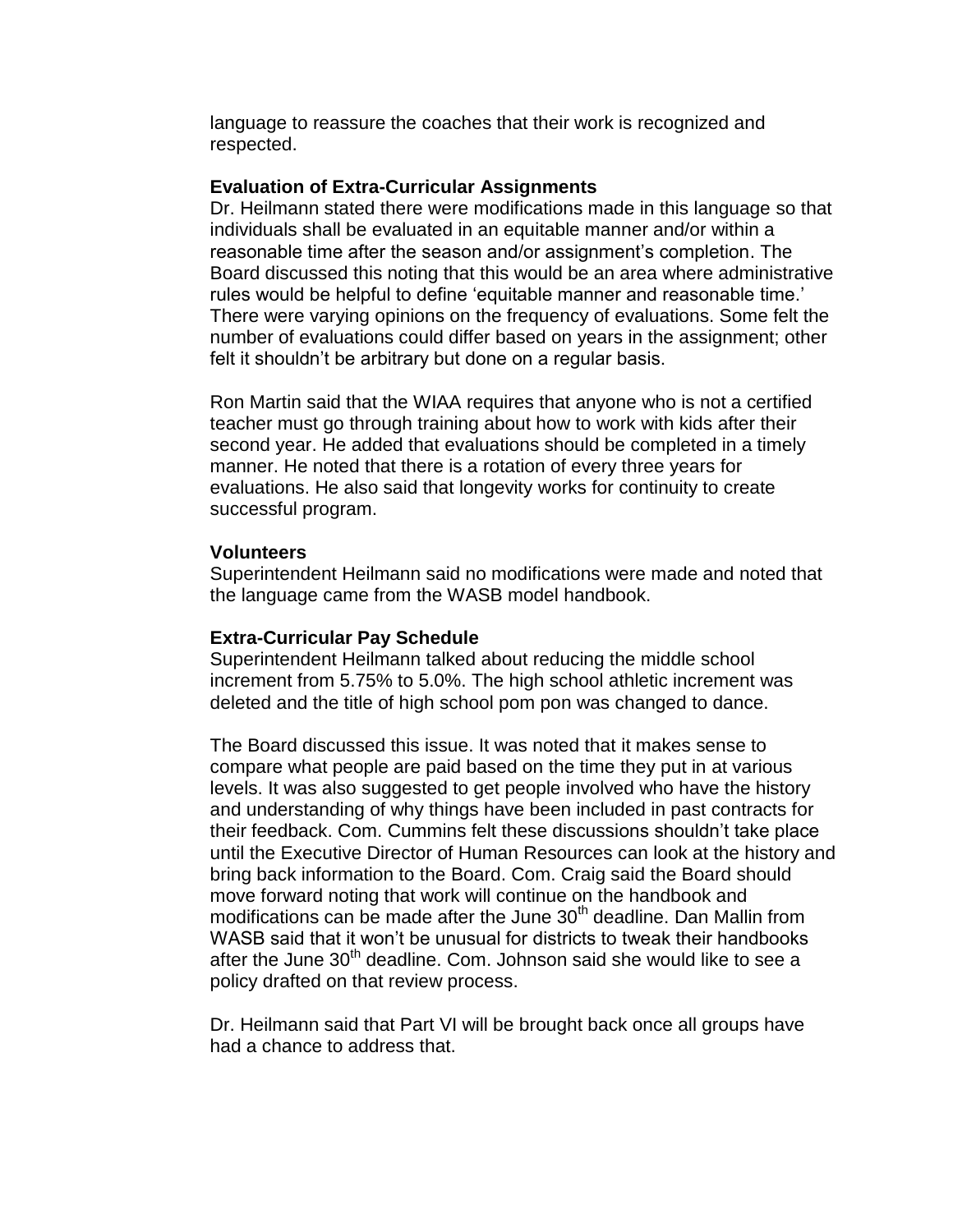language to reassure the coaches that their work is recognized and respected.

**Evaluation of Extra-Curricular Assignments**
Dr. Heilmann stated there were modifications made in this language so that individuals shall be evaluated in an equitable manner and/or within a reasonable time after the season and/or assignment's completion. The Board discussed this noting that this would be an area where administrative rules would be helpful to define 'equitable manner and reasonable time.' There were varying opinions on the frequency of evaluations. Some felt the number of evaluations could differ based on years in the assignment; other felt it shouldn't be arbitrary but done on a regular basis.

Ron Martin said that the WIAA requires that anyone who is not a certified teacher must go through training about how to work with kids after their second year. He added that evaluations should be completed in a timely manner. He noted that there is a rotation of every three years for evaluations. He also said that longevity works for continuity to create successful program.

**Volunteers**
Superintendent Heilmann said no modifications were made and noted that the language came from the WASB model handbook.

**Extra-Curricular Pay Schedule**
Superintendent Heilmann talked about reducing the middle school increment from 5.75% to 5.0%. The high school athletic increment was deleted and the title of high school pom pon was changed to dance.

The Board discussed this issue. It was noted that it makes sense to compare what people are paid based on the time they put in at various levels. It was also suggested to get people involved who have the history and understanding of why things have been included in past contracts for their feedback. Com. Cummins felt these discussions shouldn't take place until the Executive Director of Human Resources can look at the history and bring back information to the Board. Com. Craig said the Board should move forward noting that work will continue on the handbook and modifications can be made after the June 30th deadline. Dan Mallin from WASB said that it won't be unusual for districts to tweak their handbooks after the June 30th deadline. Com. Johnson said she would like to see a policy drafted on that review process.

Dr. Heilmann said that Part VI will be brought back once all groups have had a chance to address that.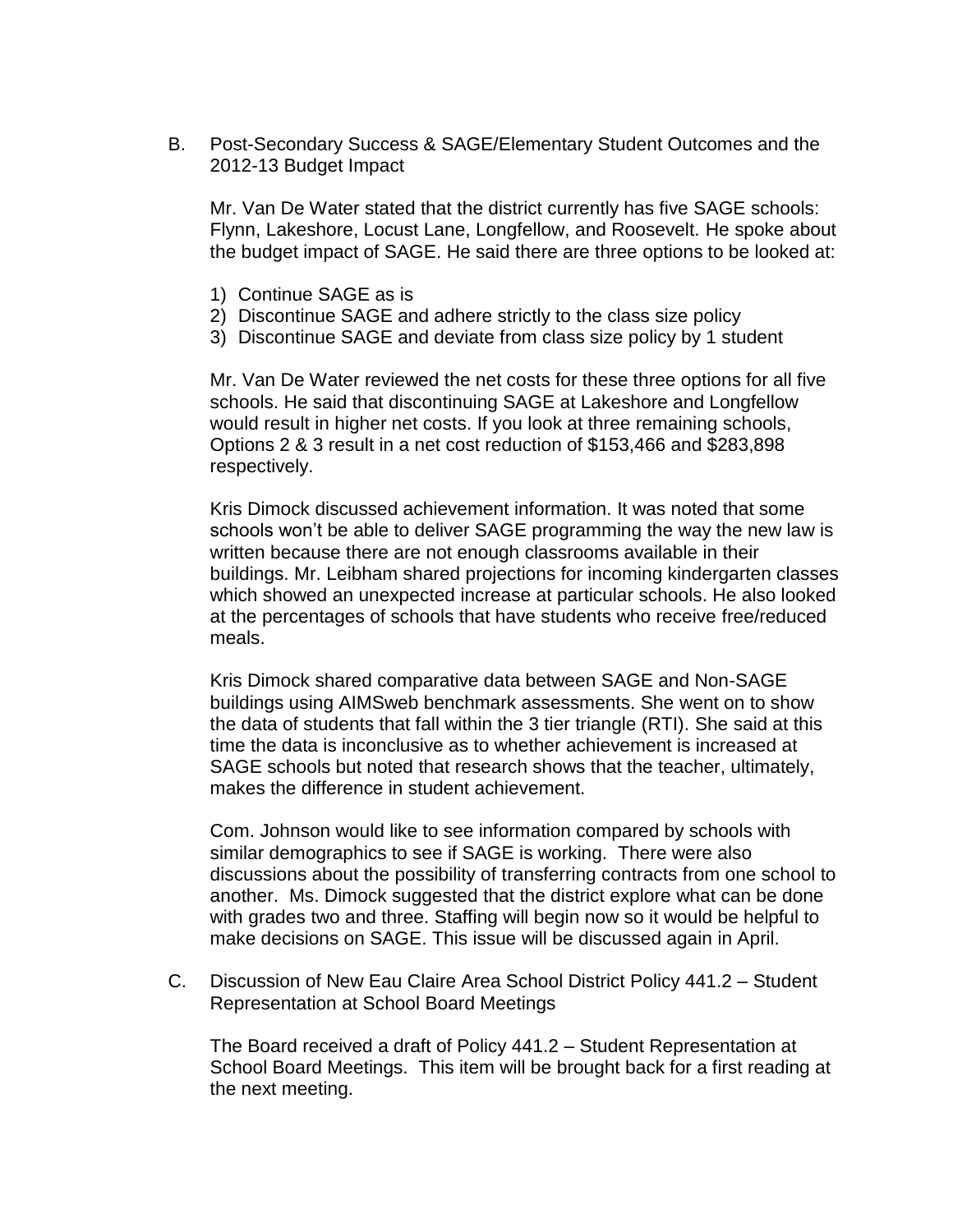B. Post-Secondary Success & SAGE/Elementary Student Outcomes and the 2012-13 Budget Impact

Mr. Van De Water stated that the district currently has five SAGE schools: Flynn, Lakeshore, Locust Lane, Longfellow, and Roosevelt. He spoke about the budget impact of SAGE. He said there are three options to be looked at:

1) Continue SAGE as is
2) Discontinue SAGE and adhere strictly to the class size policy
3) Discontinue SAGE and deviate from class size policy by 1 student

Mr. Van De Water reviewed the net costs for these three options for all five schools. He said that discontinuing SAGE at Lakeshore and Longfellow would result in higher net costs. If you look at three remaining schools, Options 2 & 3 result in a net cost reduction of $153,466 and $283,898 respectively.

Kris Dimock discussed achievement information. It was noted that some schools won't be able to deliver SAGE programming the way the new law is written because there are not enough classrooms available in their buildings. Mr. Leibham shared projections for incoming kindergarten classes which showed an unexpected increase at particular schools. He also looked at the percentages of schools that have students who receive free/reduced meals.

Kris Dimock shared comparative data between SAGE and Non-SAGE buildings using AIMSweb benchmark assessments. She went on to show the data of students that fall within the 3 tier triangle (RTI). She said at this time the data is inconclusive as to whether achievement is increased at SAGE schools but noted that research shows that the teacher, ultimately, makes the difference in student achievement.

Com. Johnson would like to see information compared by schools with similar demographics to see if SAGE is working. There were also discussions about the possibility of transferring contracts from one school to another. Ms. Dimock suggested that the district explore what can be done with grades two and three. Staffing will begin now so it would be helpful to make decisions on SAGE. This issue will be discussed again in April.

C. Discussion of New Eau Claire Area School District Policy 441.2 – Student Representation at School Board Meetings

The Board received a draft of Policy 441.2 – Student Representation at School Board Meetings. This item will be brought back for a first reading at the next meeting.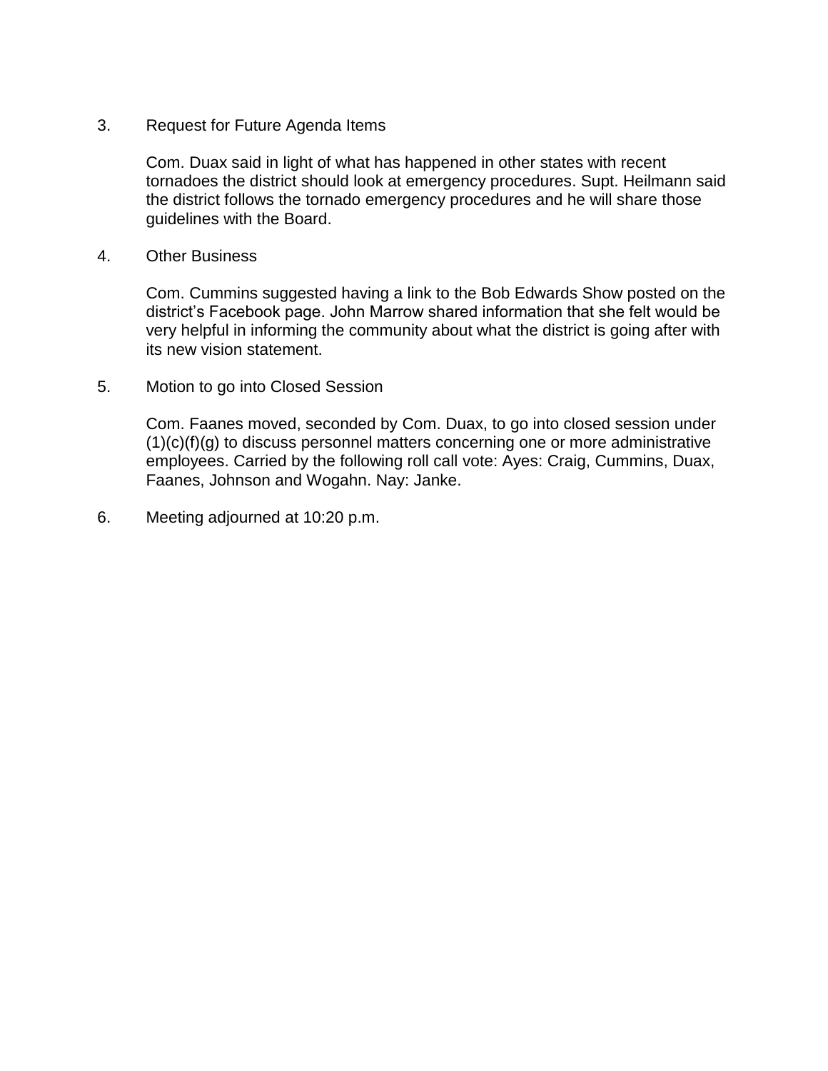3. Request for Future Agenda Items

   Com. Duax said in light of what has happened in other states with recent tornadoes the district should look at emergency procedures. Supt. Heilmann said the district follows the tornado emergency procedures and he will share those guidelines with the Board.

4. Other Business

   Com. Cummins suggested having a link to the Bob Edwards Show posted on the district's Facebook page. John Marrow shared information that she felt would be very helpful in informing the community about what the district is going after with its new vision statement.

5. Motion to go into Closed Session

   Com. Faanes moved, seconded by Com. Duax, to go into closed session under (1)(c)(f)(g) to discuss personnel matters concerning one or more administrative employees. Carried by the following roll call vote: Ayes: Craig, Cummins, Duax, Faanes, Johnson and Wogahn. Nay: Janke.

6. Meeting adjourned at 10:20 p.m.